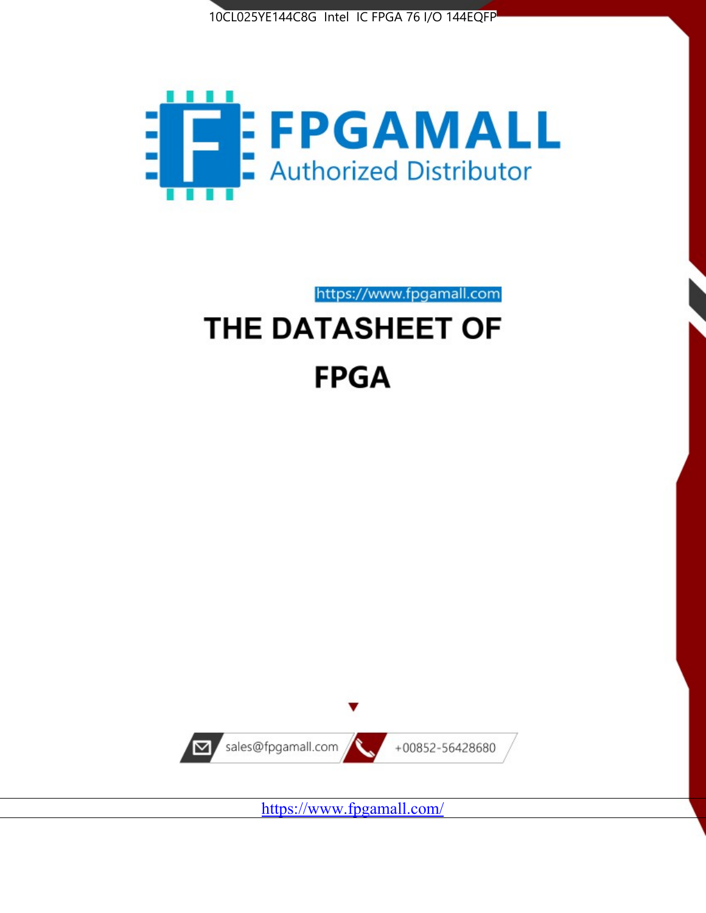10CL025YE144C8G Intel IC FPGA 76 I/O 144EQFP

FPGAMALL

Authorized Distributor

https://www.fpgamall.com

# THE DATASHEET OF

# FPGA

sales@fpgamall.com

+00852-56428680

https://www.fpgamall.com/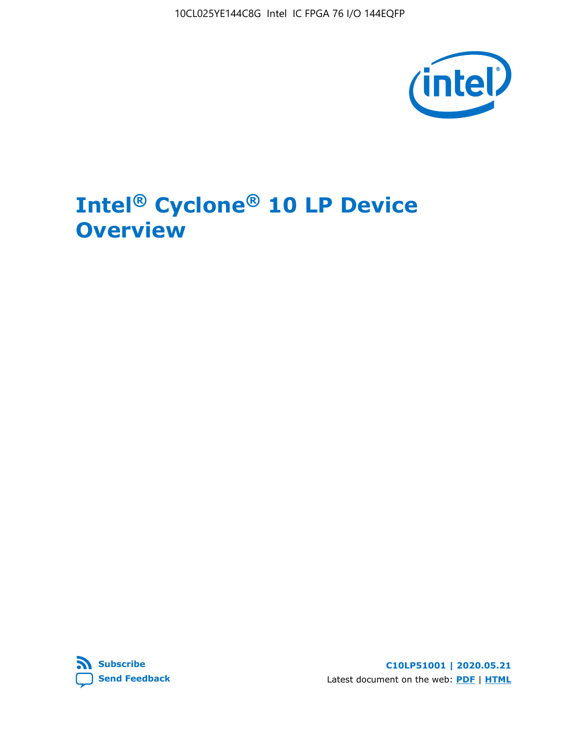# Intel® Cyclone® 10 LP Device Overview

**Subscribe**

**Send Feedback**

**C10LP51001 | 2020.05.21**

Latest document on the web: **PDF** | **HTML**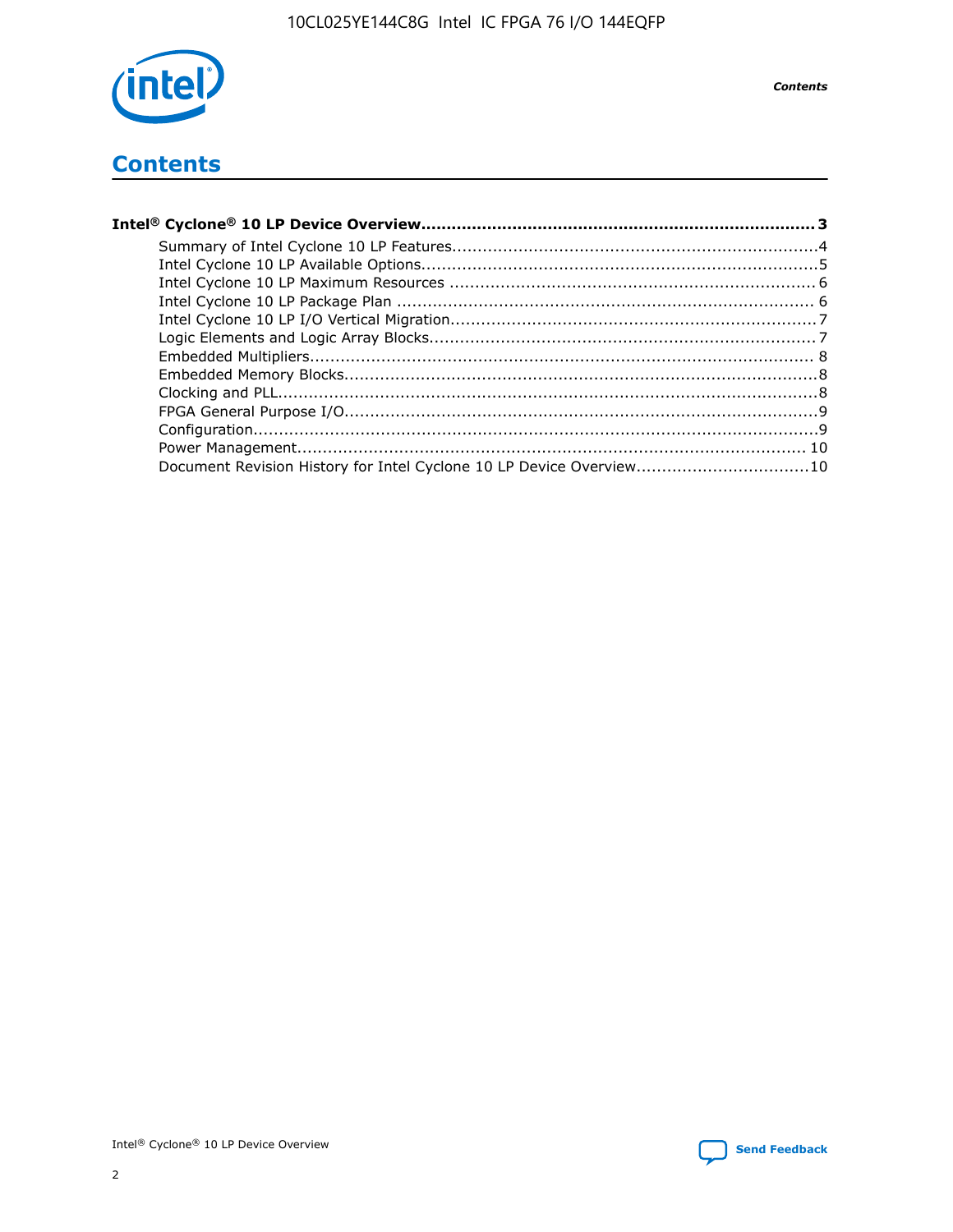# Contents

**Intel® Cyclone® 10 LP Device Overview......................................................................... 3**

- Summary of Intel Cyclone 10 LP Features.......................................................................4
- Intel Cyclone 10 LP Available Options............................................................................5
- Intel Cyclone 10 LP Maximum Resources ....................................................................... 6
- Intel Cyclone 10 LP Package Plan ................................................................................. 6
- Intel Cyclone 10 LP I/O Vertical Migration.......................................................................7
- Logic Elements and Logic Array Blocks...........................................................................7
- Embedded Multipliers.................................................................................................. 8
- Embedded Memory Blocks............................................................................................8
- Clocking and PLL.........................................................................................................8
- FPGA General Purpose I/O............................................................................................9
- Configuration..............................................................................................................9
- Power Management................................................................................................... 10
- Document Revision History for Intel Cyclone 10 LP Device Overview.................................10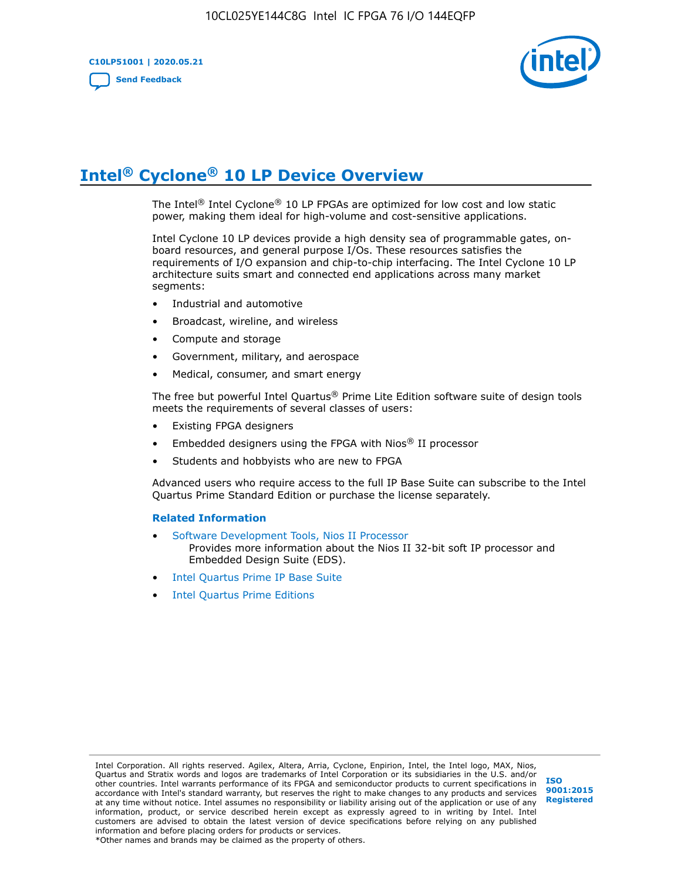# Intel® Cyclone® 10 LP Device Overview

The Intel® Intel Cyclone® 10 LP FPGAs are optimized for low cost and low static power, making them ideal for high-volume and cost-sensitive applications.

Intel Cyclone 10 LP devices provide a high density sea of programmable gates, on-board resources, and general purpose I/Os. These resources satisfies the requirements of I/O expansion and chip-to-chip interfacing. The Intel Cyclone 10 LP architecture suits smart and connected end applications across many market segments:

- Industrial and automotive
- Broadcast, wireline, and wireless
- Compute and storage
- Government, military, and aerospace
- Medical, consumer, and smart energy

The free but powerful Intel Quartus® Prime Lite Edition software suite of design tools meets the requirements of several classes of users:

- Existing FPGA designers
- Embedded designers using the FPGA with Nios® II processor
- Students and hobbyists who are new to FPGA

Advanced users who require access to the full IP Base Suite can subscribe to the Intel Quartus Prime Standard Edition or purchase the license separately.

**Related Information**

- Software Development Tools, Nios II Processor
  Provides more information about the Nios II 32-bit soft IP processor and Embedded Design Suite (EDS).
- Intel Quartus Prime IP Base Suite
- Intel Quartus Prime Editions

Intel Corporation. All rights reserved. Agilex, Altera, Arria, Cyclone, Enpirion, Intel, the Intel logo, MAX, Nios, Quartus and Stratix words and logos are trademarks of Intel Corporation or its subsidiaries in the U.S. and/or other countries. Intel warrants performance of its FPGA and semiconductor products to current specifications in accordance with Intel's standard warranty, but reserves the right to make changes to any products and services at any time without notice. Intel assumes no responsibility or liability arising out of the application or use of any information, product, or service described herein except as expressly agreed to in writing by Intel. Intel customers are advised to obtain the latest version of device specifications before relying on any published information and before placing orders for products or services.
*Other names and brands may be claimed as the property of others.

ISO 9001:2015 Registered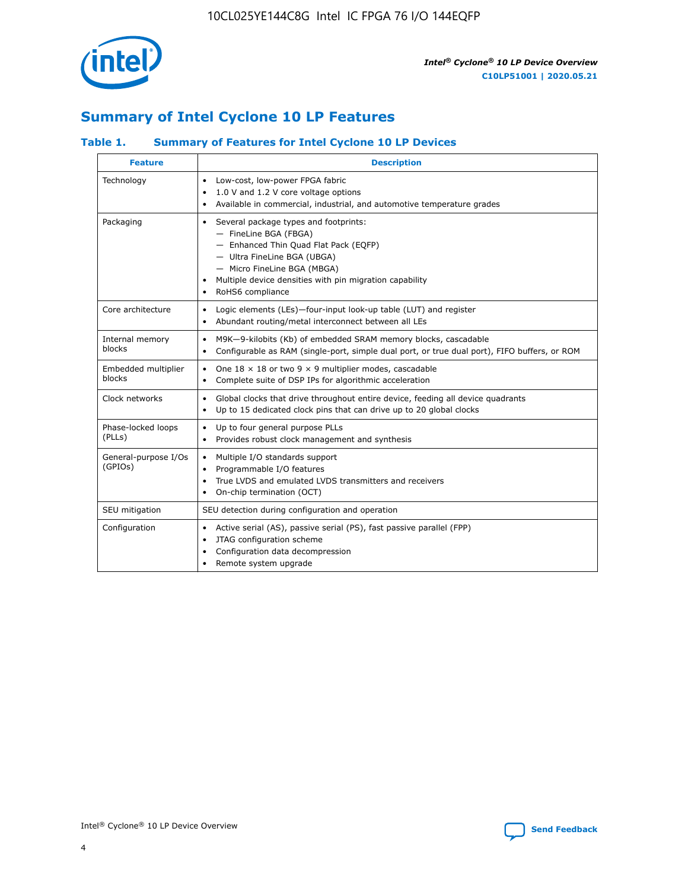## Summary of Intel Cyclone 10 LP Features

### Table 1. Summary of Features for Intel Cyclone 10 LP Devices

| Feature | Description |
|---|---|
| Technology | • Low-cost, low-power FPGA fabric<br>• 1.0 V and 1.2 V core voltage options<br>• Available in commercial, industrial, and automotive temperature grades |
| Packaging | • Several package types and footprints:<br>— FineLine BGA (FBGA)<br>— Enhanced Thin Quad Flat Pack (EQFP)<br>— Ultra FineLine BGA (UBGA)<br>— Micro FineLine BGA (MBGA)<br>• Multiple device densities with pin migration capability<br>• RoHS6 compliance |
| Core architecture | • Logic elements (LEs)—four-input look-up table (LUT) and register<br>• Abundant routing/metal interconnect between all LEs |
| Internal memory blocks | • M9K—9-kilobits (Kb) of embedded SRAM memory blocks, cascadable<br>• Configurable as RAM (single-port, simple dual port, or true dual port), FIFO buffers, or ROM |
| Embedded multiplier blocks | • One 18 × 18 or two 9 × 9 multiplier modes, cascadable<br>• Complete suite of DSP IPs for algorithmic acceleration |
| Clock networks | • Global clocks that drive throughout entire device, feeding all device quadrants<br>• Up to 15 dedicated clock pins that can drive up to 20 global clocks |
| Phase-locked loops (PLLs) | • Up to four general purpose PLLs<br>• Provides robust clock management and synthesis |
| General-purpose I/Os (GPIOs) | • Multiple I/O standards support<br>• Programmable I/O features<br>• True LVDS and emulated LVDS transmitters and receivers<br>• On-chip termination (OCT) |
| SEU mitigation | SEU detection during configuration and operation |
| Configuration | • Active serial (AS), passive serial (PS), fast passive parallel (FPP)<br>• JTAG configuration scheme<br>• Configuration data decompression<br>• Remote system upgrade |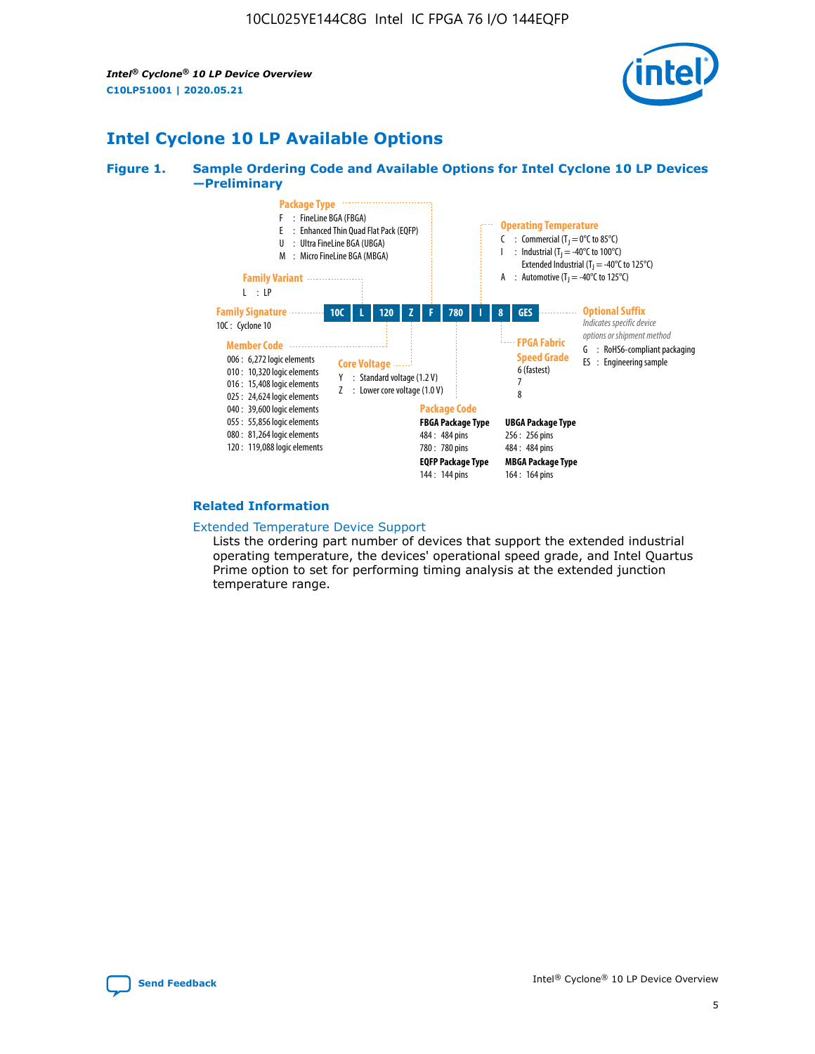## Intel Cyclone 10 LP Available Options

**Figure 1. Sample Ordering Code and Available Options for Intel Cyclone 10 LP Devices —Preliminary**

10C L 120 Z F 780 I 8 GES

**Package Type**
F : FineLine BGA (FBGA)
E : Enhanced Thin Quad Flat Pack (EQFP)
U : Ultra FineLine BGA (UBGA)
M : Micro FineLine BGA (MBGA)

**Family Variant**
L : LP

**Family Signature**
10C : Cyclone 10

**Member Code**
006 : 6,272 logic elements
010 : 10,320 logic elements
016 : 15,408 logic elements
025 : 24,624 logic elements
040 : 39,600 logic elements
055 : 55,856 logic elements
080 : 81,264 logic elements
120 : 119,088 logic elements

**Core Voltage**
Y : Standard voltage (1.2 V)
Z : Lower core voltage (1.0 V)

**Package Code**
FBGA Package Type
484 : 484 pins
780 : 780 pins
EQFP Package Type
144 : 144 pins
UBGA Package Type
256 : 256 pins
484 : 484 pins
MBGA Package Type
164 : 164 pins

**Operating Temperature**
C : Commercial ($T_J$ = 0°C to 85°C)
I : Industrial ($T_J$ = -40°C to 100°C)
Extended Industrial ($T_J$ = -40°C to 125°C)
A : Automotive ($T_J$ = -40°C to 125°C)

**FPGA Fabric Speed Grade**
6 (fastest)
7
8

**Optional Suffix**
*Indicates specific device options or shipment method*
G : RoHS6-compliant packaging
ES : Engineering sample

### Related Information

Extended Temperature Device Support

Lists the ordering part number of devices that support the extended industrial operating temperature, the devices' operational speed grade, and Intel Quartus Prime option to set for performing timing analysis at the extended junction temperature range.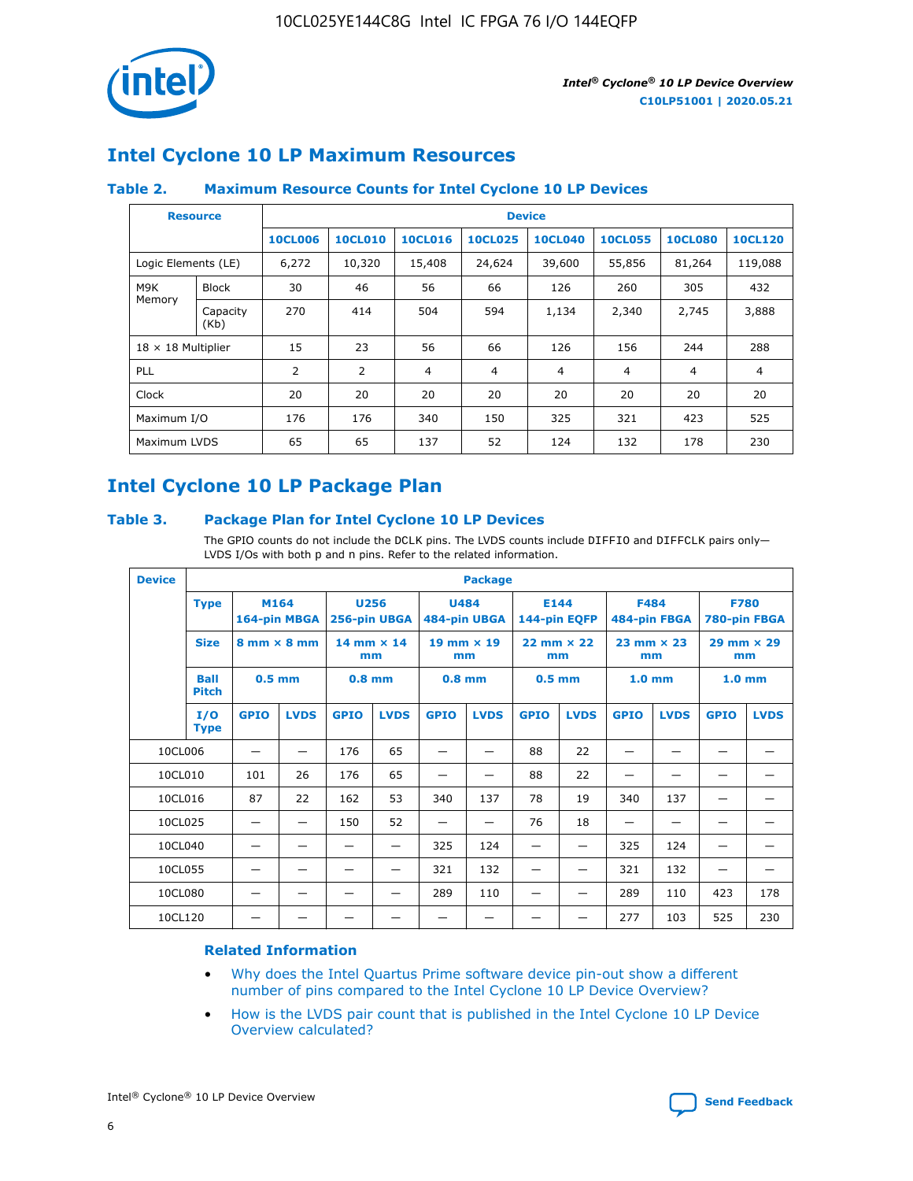## Intel Cyclone 10 LP Maximum Resources

### Table 2. Maximum Resource Counts for Intel Cyclone 10 LP Devices

| Resource | | Device | | | | | | | |
|---|---|---|---|---|---|---|---|---|---|
| | | 10CL006 | 10CL010 | 10CL016 | 10CL025 | 10CL040 | 10CL055 | 10CL080 | 10CL120 |
| Logic Elements (LE) | | 6,272 | 10,320 | 15,408 | 24,624 | 39,600 | 55,856 | 81,264 | 119,088 |
| M9K Memory | Block | 30 | 46 | 56 | 66 | 126 | 260 | 305 | 432 |
| | Capacity (Kb) | 270 | 414 | 504 | 594 | 1,134 | 2,340 | 2,745 | 3,888 |
| 18 × 18 Multiplier | | 15 | 23 | 56 | 66 | 126 | 156 | 244 | 288 |
| PLL | | 2 | 2 | 4 | 4 | 4 | 4 | 4 | 4 |
| Clock | | 20 | 20 | 20 | 20 | 20 | 20 | 20 | 20 |
| Maximum I/O | | 176 | 176 | 340 | 150 | 325 | 321 | 423 | 525 |
| Maximum LVDS | | 65 | 65 | 137 | 52 | 124 | 132 | 178 | 230 |

## Intel Cyclone 10 LP Package Plan

### Table 3. Package Plan for Intel Cyclone 10 LP Devices

The GPIO counts do not include the DCLK pins. The LVDS counts include DIFFIO and DIFFCLK pairs only—LVDS I/Os with both p and n pins. Refer to the related information.

| Device | Package | | | | | | | | | | | | |
|---|---|---|---|---|---|---|---|---|---|---|---|---|---|
| | Type | M164 164-pin MBGA | | U256 256-pin UBGA | | U484 484-pin UBGA | | E144 144-pin EQFP | | F484 484-pin FBGA | | F780 780-pin FBGA | |
| | Size | 8 mm × 8 mm | | 14 mm × 14 mm | | 19 mm × 19 mm | | 22 mm × 22 mm | | 23 mm × 23 mm | | 29 mm × 29 mm | |
| | Ball Pitch | 0.5 mm | | 0.8 mm | | 0.8 mm | | 0.5 mm | | 1.0 mm | | 1.0 mm | |
| | I/O Type | GPIO | LVDS | GPIO | LVDS | GPIO | LVDS | GPIO | LVDS | GPIO | LVDS | GPIO | LVDS |
| 10CL006 | | — | — | 176 | 65 | — | — | 88 | 22 | — | — | — | — |
| 10CL010 | | 101 | 26 | 176 | 65 | — | — | 88 | 22 | — | — | — | — |
| 10CL016 | | 87 | 22 | 162 | 53 | 340 | 137 | 78 | 19 | 340 | 137 | — | — |
| 10CL025 | | — | — | 150 | 52 | — | — | 76 | 18 | — | — | — | — |
| 10CL040 | | — | — | — | — | 325 | 124 | — | — | 325 | 124 | — | — |
| 10CL055 | | — | — | — | — | 321 | 132 | — | — | 321 | 132 | — | — |
| 10CL080 | | — | — | — | — | 289 | 110 | — | — | 289 | 110 | 423 | 178 |
| 10CL120 | | — | — | — | — | — | — | — | — | 277 | 103 | 525 | 230 |

#### Related Information

- Why does the Intel Quartus Prime software device pin-out show a different number of pins compared to the Intel Cyclone 10 LP Device Overview?
- How is the LVDS pair count that is published in the Intel Cyclone 10 LP Device Overview calculated?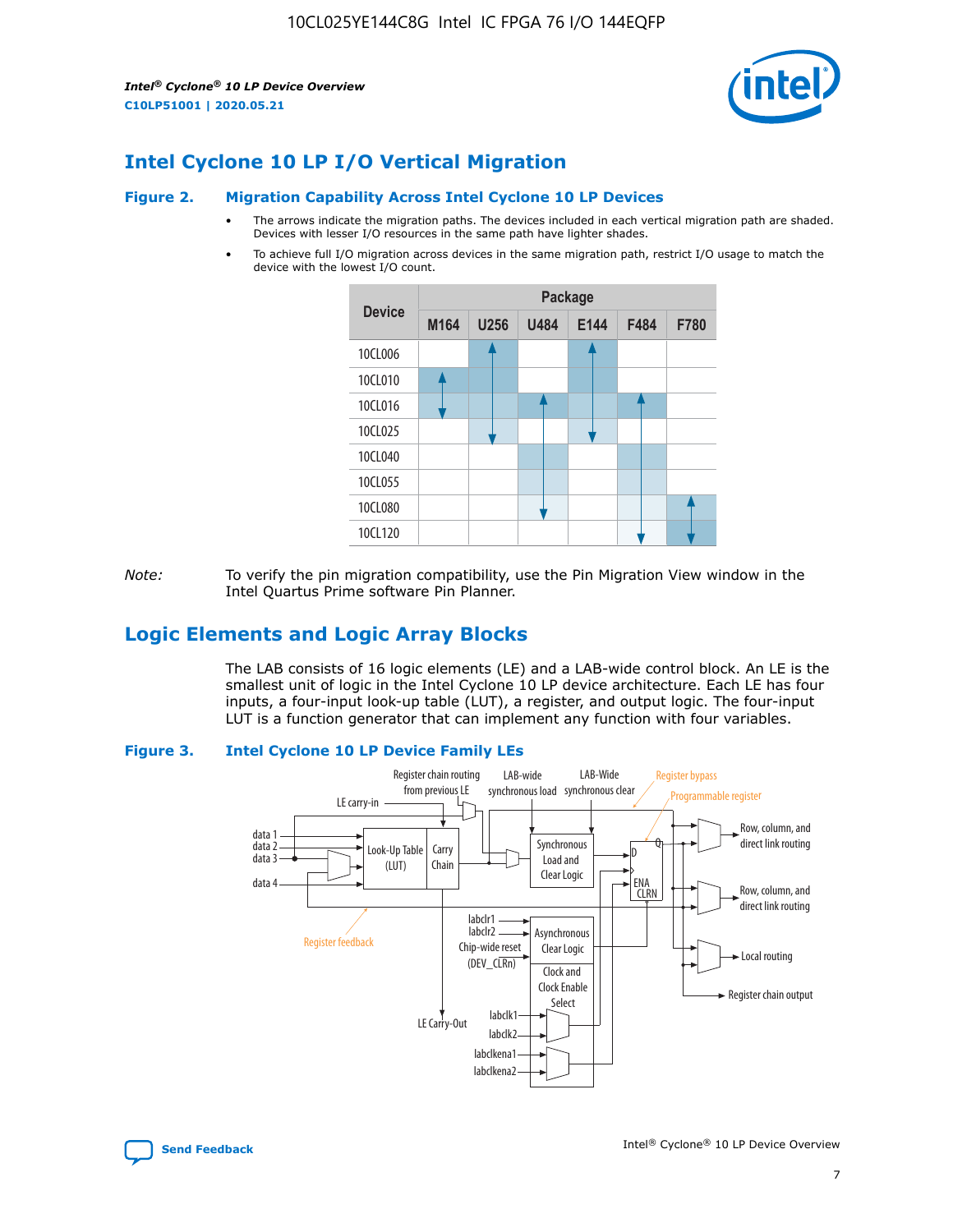## Intel Cyclone 10 LP I/O Vertical Migration

**Figure 2. Migration Capability Across Intel Cyclone 10 LP Devices**

- The arrows indicate the migration paths. The devices included in each vertical migration path are shaded. Devices with lesser I/O resources in the same path have lighter shades.
- To achieve full I/O migration across devices in the same migration path, restrict I/O usage to match the device with the lowest I/O count.

| Device | Package | | | | | |
|---|---|---|---|---|---|---|
| | M164 | U256 | U484 | E144 | F484 | F780 |
| 10CL006 | | | | | | |
| 10CL010 | | | | | | |
| 10CL016 | | | | | | |
| 10CL025 | | | | | | |
| 10CL040 | | | | | | |
| 10CL055 | | | | | | |
| 10CL080 | | | | | | |
| 10CL120 | | | | | | |

*Note:* To verify the pin migration compatibility, use the Pin Migration View window in the Intel Quartus Prime software Pin Planner.

## Logic Elements and Logic Array Blocks

The LAB consists of 16 logic elements (LE) and a LAB-wide control block. An LE is the smallest unit of logic in the Intel Cyclone 10 LP device architecture. Each LE has four inputs, a four-input look-up table (LUT), a register, and output logic. The four-input LUT is a function generator that can implement any function with four variables.

**Figure 3. Intel Cyclone 10 LP Device Family LEs**

Register chain routing from previous LE
LAB-wide synchronous load
LAB-Wide synchronous clear
Register bypass
Programmable register
LE carry-in
data 1
data 2
data 3
data 4
Look-Up Table (LUT)
Carry Chain
Synchronous Load and Clear Logic
D Q
ENA CLRN
Row, column, and direct link routing
Row, column, and direct link routing
Local routing
Register chain output
Register feedback
labclr1
labclr2
Chip-wide reset (DEV_CLRn)
Asynchronous Clear Logic
Clock and Clock Enable Select
LE Carry-Out
labclk1
labclk2
labclkena1
labclkena2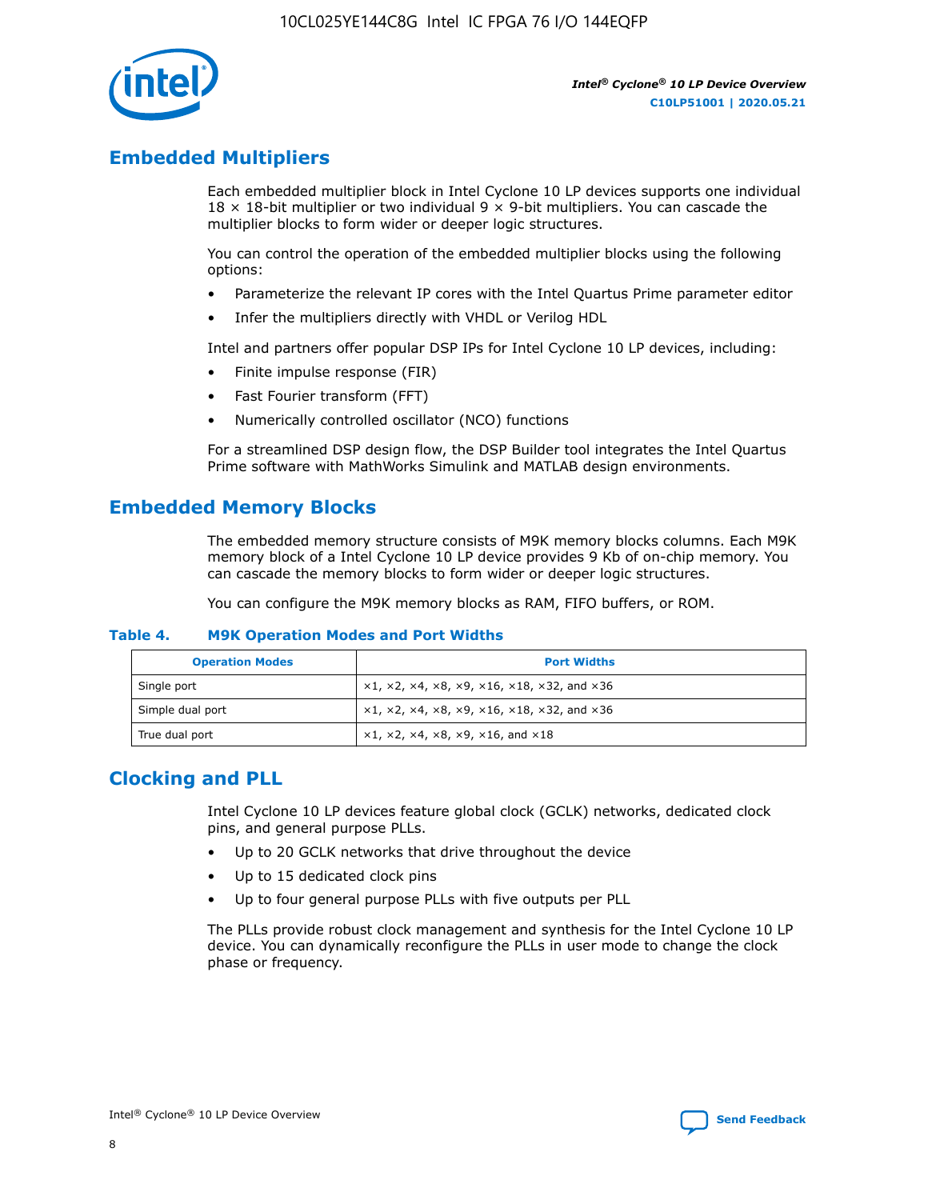## Embedded Multipliers

Each embedded multiplier block in Intel Cyclone 10 LP devices supports one individual 18 × 18-bit multiplier or two individual 9 × 9-bit multipliers. You can cascade the multiplier blocks to form wider or deeper logic structures.

You can control the operation of the embedded multiplier blocks using the following options:

- Parameterize the relevant IP cores with the Intel Quartus Prime parameter editor
- Infer the multipliers directly with VHDL or Verilog HDL

Intel and partners offer popular DSP IPs for Intel Cyclone 10 LP devices, including:

- Finite impulse response (FIR)
- Fast Fourier transform (FFT)
- Numerically controlled oscillator (NCO) functions

For a streamlined DSP design flow, the DSP Builder tool integrates the Intel Quartus Prime software with MathWorks Simulink and MATLAB design environments.

## Embedded Memory Blocks

The embedded memory structure consists of M9K memory blocks columns. Each M9K memory block of a Intel Cyclone 10 LP device provides 9 Kb of on-chip memory. You can cascade the memory blocks to form wider or deeper logic structures.

You can configure the M9K memory blocks as RAM, FIFO buffers, or ROM.

**Table 4. M9K Operation Modes and Port Widths**

| Operation Modes | Port Widths |
| --- | --- |
| Single port | ×1, ×2, ×4, ×8, ×9, ×16, ×18, ×32, and ×36 |
| Simple dual port | ×1, ×2, ×4, ×8, ×9, ×16, ×18, ×32, and ×36 |
| True dual port | ×1, ×2, ×4, ×8, ×9, ×16, and ×18 |

## Clocking and PLL

Intel Cyclone 10 LP devices feature global clock (GCLK) networks, dedicated clock pins, and general purpose PLLs.

- Up to 20 GCLK networks that drive throughout the device
- Up to 15 dedicated clock pins
- Up to four general purpose PLLs with five outputs per PLL

The PLLs provide robust clock management and synthesis for the Intel Cyclone 10 LP device. You can dynamically reconfigure the PLLs in user mode to change the clock phase or frequency.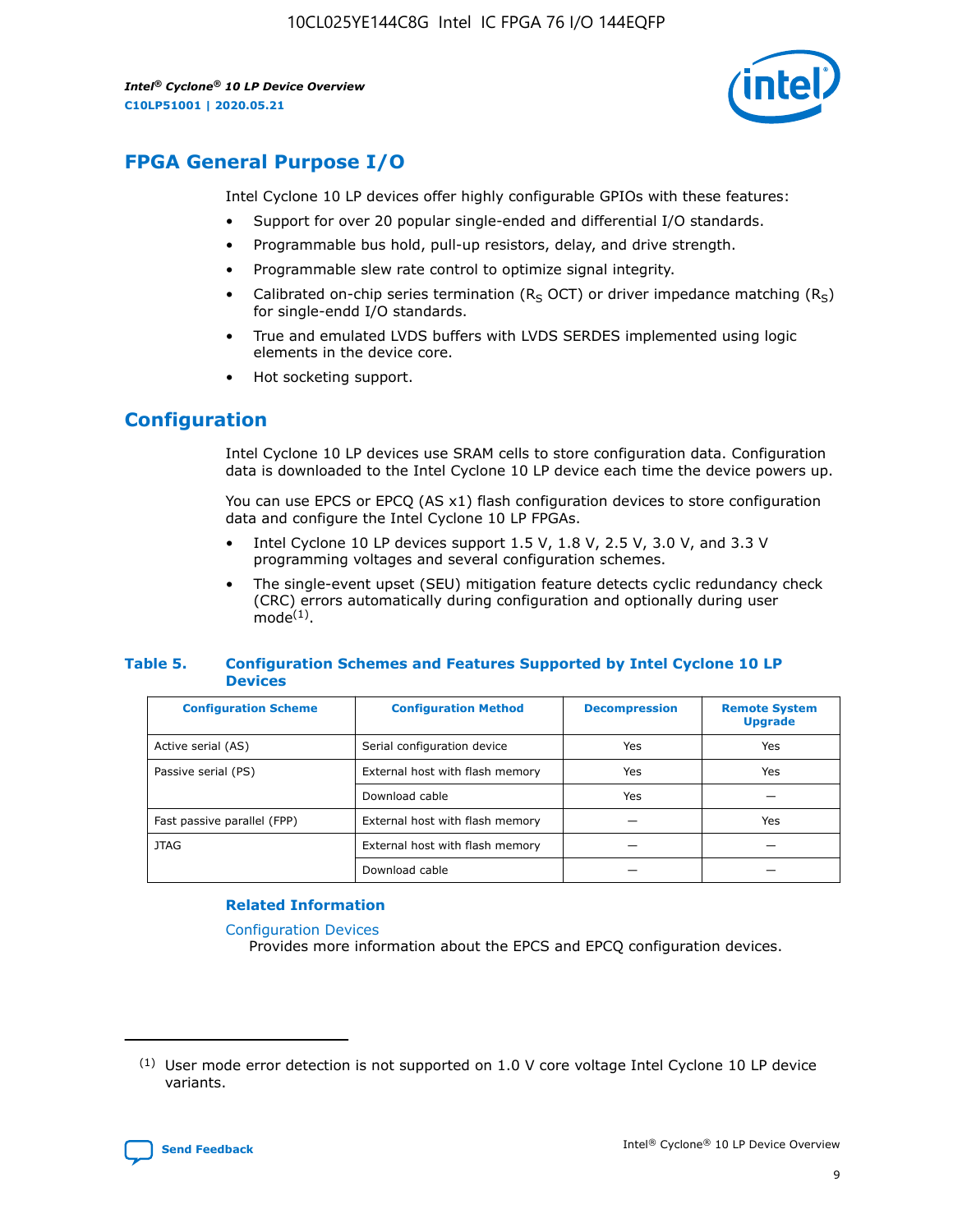## FPGA General Purpose I/O

Intel Cyclone 10 LP devices offer highly configurable GPIOs with these features:

- Support for over 20 popular single-ended and differential I/O standards.
- Programmable bus hold, pull-up resistors, delay, and drive strength.
- Programmable slew rate control to optimize signal integrity.
- Calibrated on-chip series termination ($R_S$ OCT) or driver impedance matching ($R_S$) for single-endd I/O standards.
- True and emulated LVDS buffers with LVDS SERDES implemented using logic elements in the device core.
- Hot socketing support.

## Configuration

Intel Cyclone 10 LP devices use SRAM cells to store configuration data. Configuration data is downloaded to the Intel Cyclone 10 LP device each time the device powers up.

You can use EPCS or EPCQ (AS x1) flash configuration devices to store configuration data and configure the Intel Cyclone 10 LP FPGAs.

- Intel Cyclone 10 LP devices support 1.5 V, 1.8 V, 2.5 V, 3.0 V, and 3.3 V programming voltages and several configuration schemes.
- The single-event upset (SEU) mitigation feature detects cyclic redundancy check (CRC) errors automatically during configuration and optionally during user mode[(1)].

**Table 5. Configuration Schemes and Features Supported by Intel Cyclone 10 LP Devices**

| Configuration Scheme | Configuration Method | Decompression | Remote System Upgrade |
|---|---|---|---|
| Active serial (AS) | Serial configuration device | Yes | Yes |
| Passive serial (PS) | External host with flash memory | Yes | Yes |
| | Download cable | Yes | — |
| Fast passive parallel (FPP) | External host with flash memory | — | Yes |
| JTAG | External host with flash memory | — | — |
| | Download cable | — | — |

### Related Information

Configuration Devices
Provides more information about the EPCS and EPCQ configuration devices.

(1) User mode error detection is not supported on 1.0 V core voltage Intel Cyclone 10 LP device variants.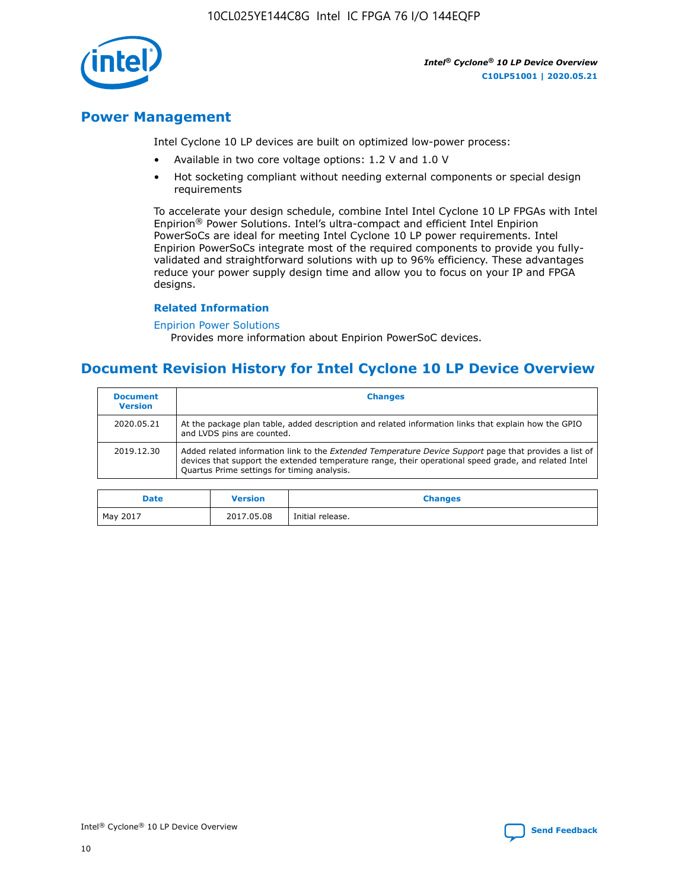## Power Management

Intel Cyclone 10 LP devices are built on optimized low-power process:

- Available in two core voltage options: 1.2 V and 1.0 V
- Hot socketing compliant without needing external components or special design requirements

To accelerate your design schedule, combine Intel Intel Cyclone 10 LP FPGAs with Intel Enpirion® Power Solutions. Intel's ultra-compact and efficient Intel Enpirion PowerSoCs are ideal for meeting Intel Cyclone 10 LP power requirements. Intel Enpirion PowerSoCs integrate most of the required components to provide you fully-validated and straightforward solutions with up to 96% efficiency. These advantages reduce your power supply design time and allow you to focus on your IP and FPGA designs.

### Related Information

Enpirion Power Solutions
Provides more information about Enpirion PowerSoC devices.

## Document Revision History for Intel Cyclone 10 LP Device Overview

| Document Version | Changes |
| --- | --- |
| 2020.05.21 | At the package plan table, added description and related information links that explain how the GPIO and LVDS pins are counted. |
| 2019.12.30 | Added related information link to the *Extended Temperature Device Support* page that provides a list of devices that support the extended temperature range, their operational speed grade, and related Intel Quartus Prime settings for timing analysis. |

| Date | Version | Changes |
| --- | --- | --- |
| May 2017 | 2017.05.08 | Initial release. |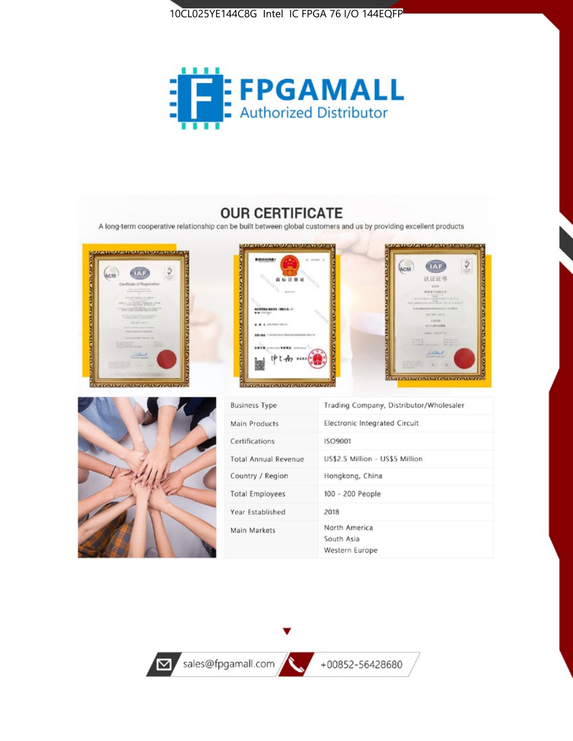# FPGAMALL

Authorized Distributor

## OUR CERTIFICATE

A long-term cooperative relationship can be built between global customers and us by providing excellent products

| | |
|---|---|
| Business Type | Trading Company, Distributor/Wholesaler |
| Main Products | Electronic Integrated Circuit |
| Certifications | ISO9001 |
| Total Annual Revenue | US$2.5 Million - US$5 Million |
| Country / Region | Hongkong, China |
| Total Employees | 100 - 200 People |
| Year Established | 2018 |
| Main Markets | North America<br>South Asia<br>Western Europe |

sales@fpgamall.com

+00852-56428680